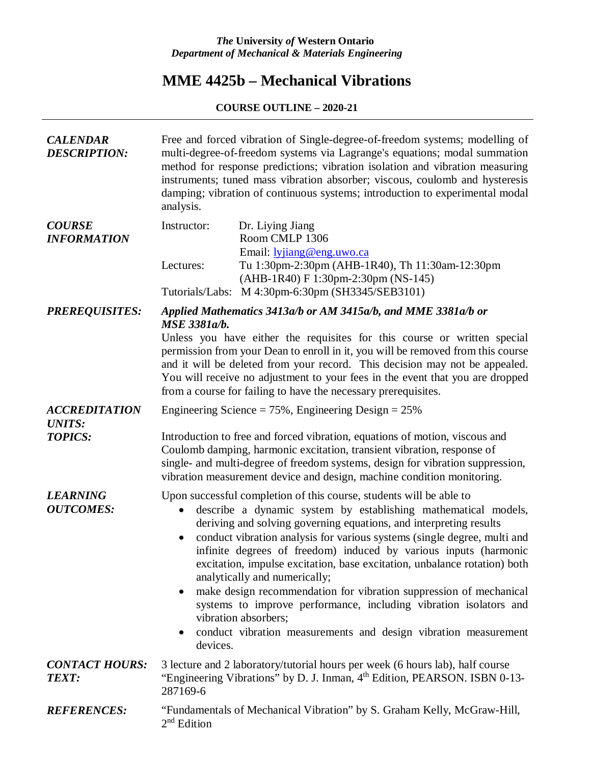*The* **University** *of* **Western Ontario**
***Department of Mechanical & Materials Engineering***

# MME 4425b – Mechanical Vibrations

**COURSE OUTLINE – 2020-21**

---

***CALENDAR DESCRIPTION:*** Free and forced vibration of Single-degree-of-freedom systems; modelling of multi-degree-of-freedom systems via Lagrange's equations; modal summation method for response predictions; vibration isolation and vibration measuring instruments; tuned mass vibration absorber; viscous, coulomb and hysteresis damping; vibration of continuous systems; introduction to experimental modal analysis.

***COURSE INFORMATION***

Instructor: Dr. Liying Jiang
Room CMLP 1306
Email: lyjiang@eng.uwo.ca

Lectures: Tu 1:30pm-2:30pm (AHB-1R40), Th 11:30am-12:30pm (AHB-1R40) F 1:30pm-2:30pm (NS-145)

Tutorials/Labs: M 4:30pm-6:30pm (SH3345/SEB3101)

***PREREQUISITES:*** ***Applied Mathematics 3413a/b or AM 3415a/b, and MME 3381a/b or MSE 3381a/b.***
Unless you have either the requisites for this course or written special permission from your Dean to enroll in it, you will be removed from this course and it will be deleted from your record. This decision may not be appealed. You will receive no adjustment to your fees in the event that you are dropped from a course for failing to have the necessary prerequisites.

***ACCREDITATION UNITS:*** Engineering Science = 75%, Engineering Design = 25%

***TOPICS:*** Introduction to free and forced vibration, equations of motion, viscous and Coulomb damping, harmonic excitation, transient vibration, response of single- and multi-degree of freedom systems, design for vibration suppression, vibration measurement device and design, machine condition monitoring.

***LEARNING OUTCOMES:*** Upon successful completion of this course, students will be able to

- describe a dynamic system by establishing mathematical models, deriving and solving governing equations, and interpreting results
- conduct vibration analysis for various systems (single degree, multi and infinite degrees of freedom) induced by various inputs (harmonic excitation, impulse excitation, base excitation, unbalance rotation) both analytically and numerically;
- make design recommendation for vibration suppression of mechanical systems to improve performance, including vibration isolators and vibration absorbers;
- conduct vibration measurements and design vibration measurement devices.

***CONTACT HOURS:*** 3 lecture and 2 laboratory/tutorial hours per week (6 hours lab), half course

***TEXT:*** "Engineering Vibrations" by D. J. Inman, 4th Edition, PEARSON. ISBN 0-13-287169-6

***REFERENCES:*** "Fundamentals of Mechanical Vibration" by S. Graham Kelly, McGraw-Hill, 2nd Edition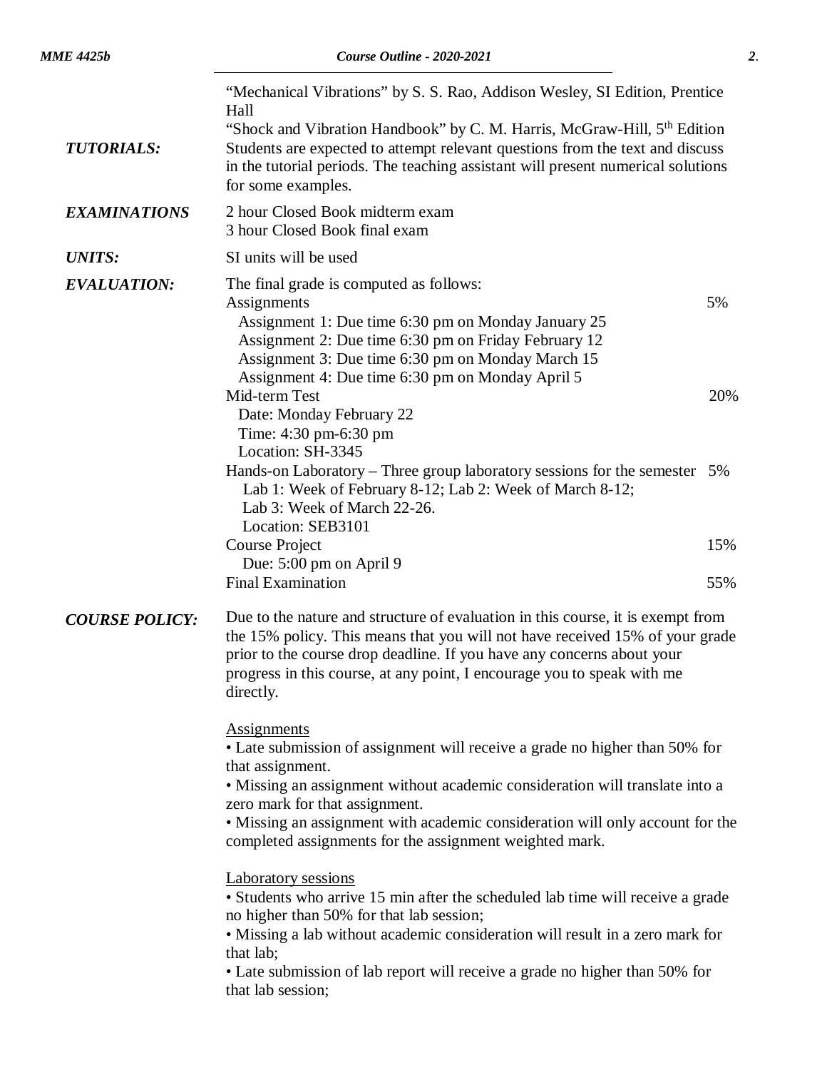"Mechanical Vibrations" by S. S. Rao, Addison Wesley, SI Edition, Prentice Hall

"Shock and Vibration Handbook" by C. M. Harris, McGraw-Hill, 5th Edition

***TUTORIALS:*** Students are expected to attempt relevant questions from the text and discuss in the tutorial periods. The teaching assistant will present numerical solutions for some examples.

***EXAMINATIONS*** 2 hour Closed Book midterm exam
3 hour Closed Book final exam

***UNITS:*** SI units will be used

***EVALUATION:*** The final grade is computed as follows:

| | |
|---|---|
| Assignments | 5% |
| Assignment 1: Due time 6:30 pm on Monday January 25 | |
| Assignment 2: Due time 6:30 pm on Friday February 12 | |
| Assignment 3: Due time 6:30 pm on Monday March 15 | |
| Assignment 4: Due time 6:30 pm on Monday April 5 | |
| Mid-term Test | 20% |
| Date: Monday February 22 | |
| Time: 4:30 pm-6:30 pm | |
| Location: SH-3345 | |
| Hands-on Laboratory – Three group laboratory sessions for the semester | 5% |
| Lab 1: Week of February 8-12; Lab 2: Week of March 8-12; | |
| Lab 3: Week of March 22-26. | |
| Location: SEB3101 | |
| Course Project | 15% |
| Due: 5:00 pm on April 9 | |
| Final Examination | 55% |

***COURSE POLICY:*** Due to the nature and structure of evaluation in this course, it is exempt from the 15% policy. This means that you will not have received 15% of your grade prior to the course drop deadline. If you have any concerns about your progress in this course, at any point, I encourage you to speak with me directly.

Assignments

- Late submission of assignment will receive a grade no higher than 50% for that assignment.
- Missing an assignment without academic consideration will translate into a zero mark for that assignment.
- Missing an assignment with academic consideration will only account for the completed assignments for the assignment weighted mark.

Laboratory sessions

- Students who arrive 15 min after the scheduled lab time will receive a grade no higher than 50% for that lab session;
- Missing a lab without academic consideration will result in a zero mark for that lab;
- Late submission of lab report will receive a grade no higher than 50% for that lab session;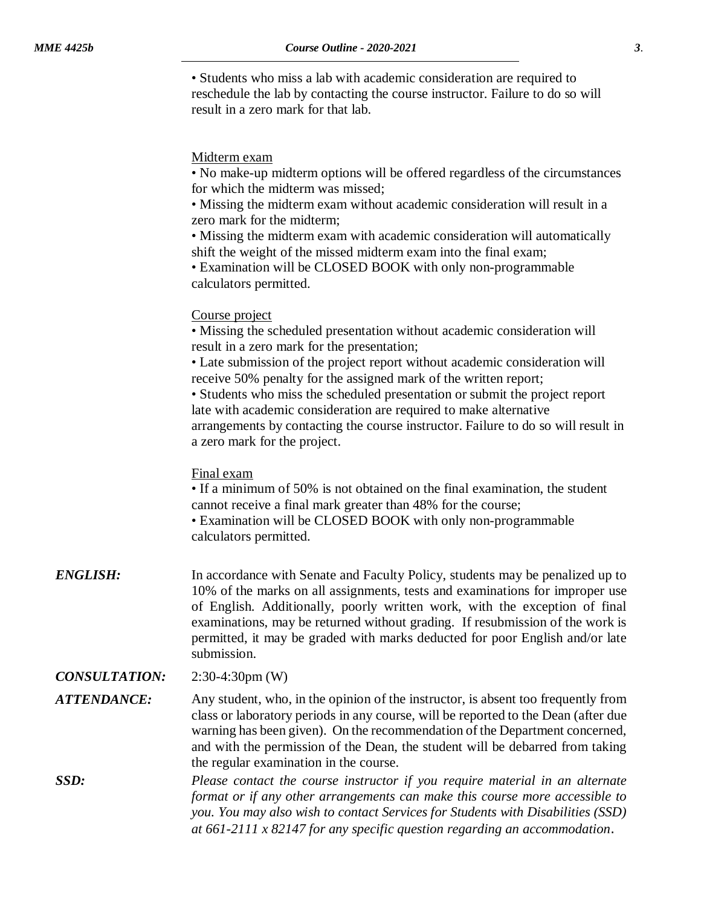• Students who miss a lab with academic consideration are required to reschedule the lab by contacting the course instructor. Failure to do so will result in a zero mark for that lab.

Midterm exam

• No make-up midterm options will be offered regardless of the circumstances for which the midterm was missed;
• Missing the midterm exam without academic consideration will result in a zero mark for the midterm;
• Missing the midterm exam with academic consideration will automatically shift the weight of the missed midterm exam into the final exam;
• Examination will be CLOSED BOOK with only non-programmable calculators permitted.

Course project

• Missing the scheduled presentation without academic consideration will result in a zero mark for the presentation;
• Late submission of the project report without academic consideration will receive 50% penalty for the assigned mark of the written report;
• Students who miss the scheduled presentation or submit the project report late with academic consideration are required to make alternative arrangements by contacting the course instructor. Failure to do so will result in a zero mark for the project.

Final exam

• If a minimum of 50% is not obtained on the final examination, the student cannot receive a final mark greater than 48% for the course;
• Examination will be CLOSED BOOK with only non-programmable calculators permitted.

***ENGLISH:*** In accordance with Senate and Faculty Policy, students may be penalized up to 10% of the marks on all assignments, tests and examinations for improper use of English. Additionally, poorly written work, with the exception of final examinations, may be returned without grading. If resubmission of the work is permitted, it may be graded with marks deducted for poor English and/or late submission.

***CONSULTATION:*** 2:30-4:30pm (W)

***ATTENDANCE:*** Any student, who, in the opinion of the instructor, is absent too frequently from class or laboratory periods in any course, will be reported to the Dean (after due warning has been given). On the recommendation of the Department concerned, and with the permission of the Dean, the student will be debarred from taking the regular examination in the course.

***SSD:*** *Please contact the course instructor if you require material in an alternate format or if any other arrangements can make this course more accessible to you. You may also wish to contact Services for Students with Disabilities (SSD) at 661-2111 x 82147 for any specific question regarding an accommodation.*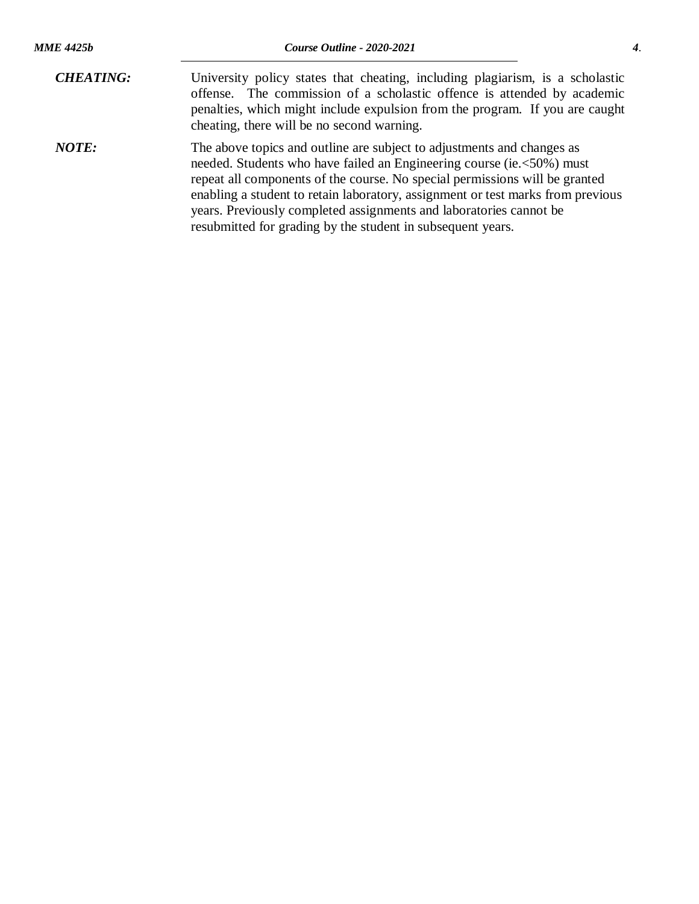***CHEATING:*** University policy states that cheating, including plagiarism, is a scholastic offense. The commission of a scholastic offence is attended by academic penalties, which might include expulsion from the program. If you are caught cheating, there will be no second warning.

***NOTE:*** The above topics and outline are subject to adjustments and changes as needed. Students who have failed an Engineering course (ie.<50%) must repeat all components of the course. No special permissions will be granted enabling a student to retain laboratory, assignment or test marks from previous years. Previously completed assignments and laboratories cannot be resubmitted for grading by the student in subsequent years.